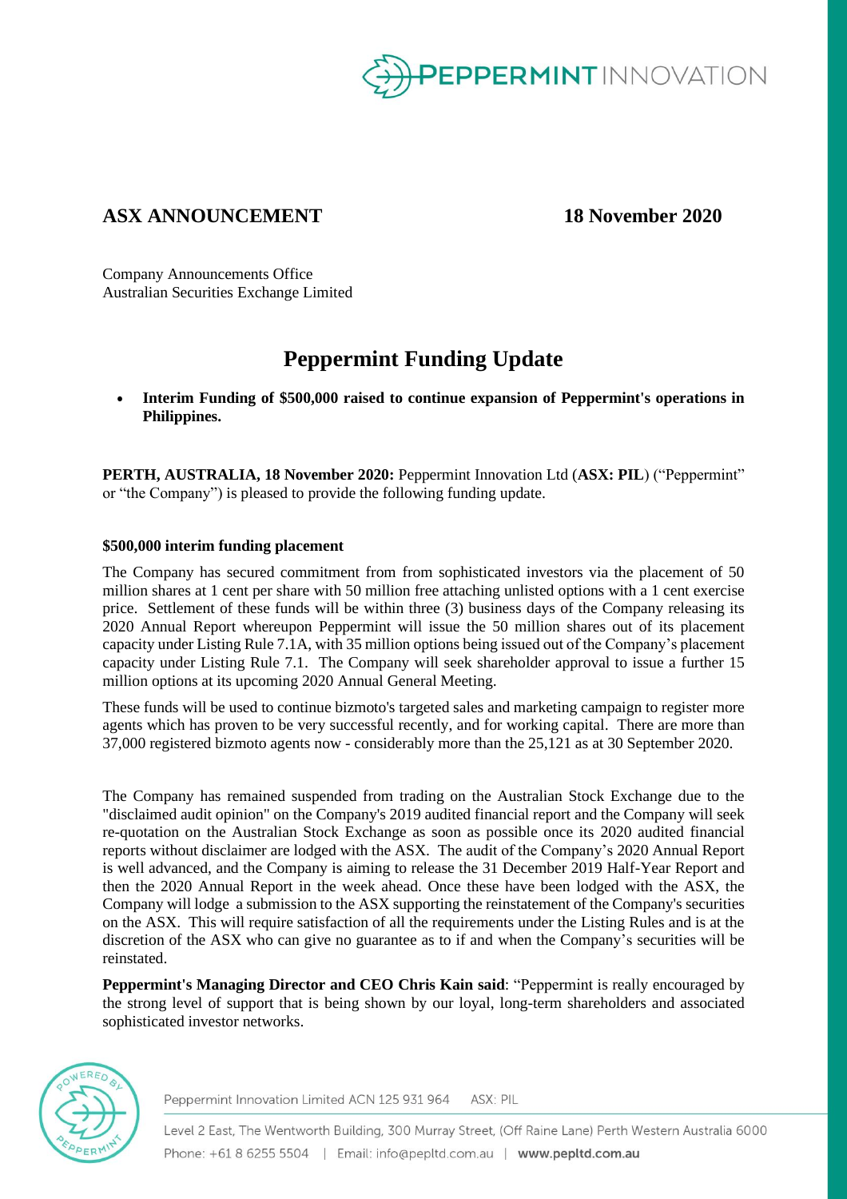# ASX ANNOUNCEMENT

**18 November 2020**

Company Announcements Office
Australian Securities Exchange Limited

## Peppermint Funding Update

- **Interim Funding of $500,000 raised to continue expansion of Peppermint's operations in Philippines.**

**PERTH, AUSTRALIA, 18 November 2020:** Peppermint Innovation Ltd (**ASX: PIL**) ("Peppermint" or "the Company") is pleased to provide the following funding update.

### $500,000 interim funding placement

The Company has secured commitment from from sophisticated investors via the placement of 50 million shares at 1 cent per share with 50 million free attaching unlisted options with a 1 cent exercise price. Settlement of these funds will be within three (3) business days of the Company releasing its 2020 Annual Report whereupon Peppermint will issue the 50 million shares out of its placement capacity under Listing Rule 7.1A, with 35 million options being issued out of the Company's placement capacity under Listing Rule 7.1. The Company will seek shareholder approval to issue a further 15 million options at its upcoming 2020 Annual General Meeting.

These funds will be used to continue bizmoto's targeted sales and marketing campaign to register more agents which has proven to be very successful recently, and for working capital. There are more than 37,000 registered bizmoto agents now - considerably more than the 25,121 as at 30 September 2020.

The Company has remained suspended from trading on the Australian Stock Exchange due to the "disclaimed audit opinion" on the Company's 2019 audited financial report and the Company will seek re-quotation on the Australian Stock Exchange as soon as possible once its 2020 audited financial reports without disclaimer are lodged with the ASX. The audit of the Company's 2020 Annual Report is well advanced, and the Company is aiming to release the 31 December 2019 Half-Year Report and then the 2020 Annual Report in the week ahead. Once these have been lodged with the ASX, the Company will lodge a submission to the ASX supporting the reinstatement of the Company's securities on the ASX. This will require satisfaction of all the requirements under the Listing Rules and is at the discretion of the ASX who can give no guarantee as to if and when the Company's securities will be reinstated.

**Peppermint's Managing Director and CEO Chris Kain said**: "Peppermint is really encouraged by the strong level of support that is being shown by our loyal, long-term shareholders and associated sophisticated investor networks.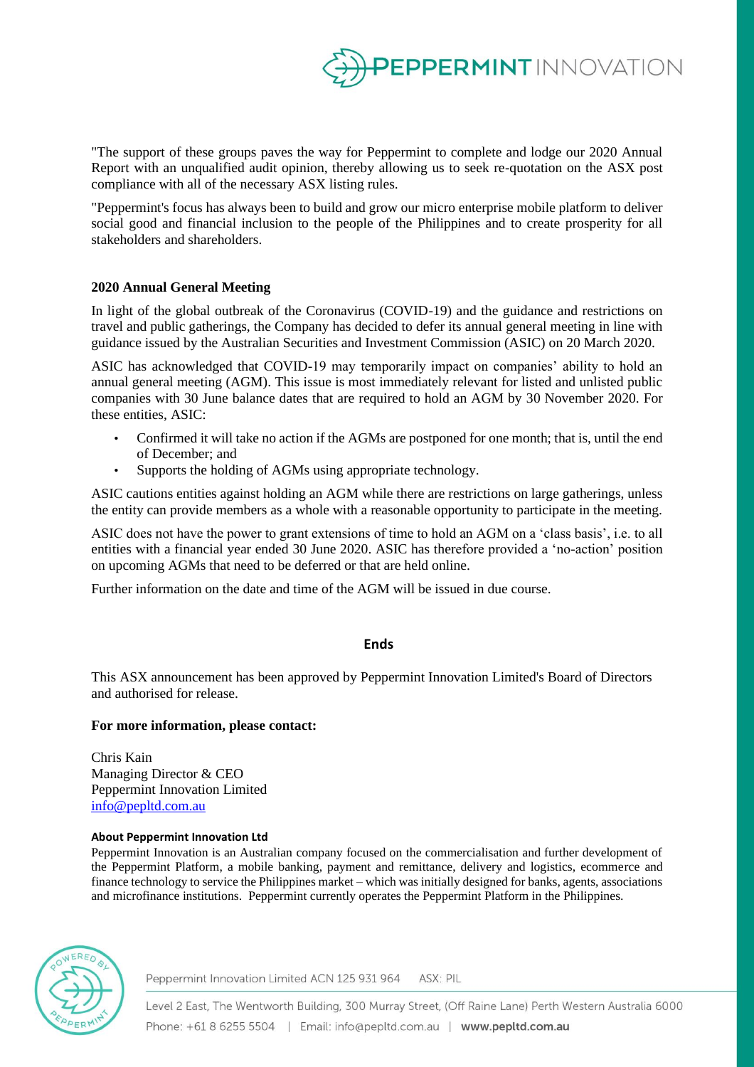"The support of these groups paves the way for Peppermint to complete and lodge our 2020 Annual Report with an unqualified audit opinion, thereby allowing us to seek re-quotation on the ASX post compliance with all of the necessary ASX listing rules.

"Peppermint's focus has always been to build and grow our micro enterprise mobile platform to deliver social good and financial inclusion to the people of the Philippines and to create prosperity for all stakeholders and shareholders.

**2020 Annual General Meeting**

In light of the global outbreak of the Coronavirus (COVID-19) and the guidance and restrictions on travel and public gatherings, the Company has decided to defer its annual general meeting in line with guidance issued by the Australian Securities and Investment Commission (ASIC) on 20 March 2020.

ASIC has acknowledged that COVID-19 may temporarily impact on companies' ability to hold an annual general meeting (AGM). This issue is most immediately relevant for listed and unlisted public companies with 30 June balance dates that are required to hold an AGM by 30 November 2020. For these entities, ASIC:

- Confirmed it will take no action if the AGMs are postponed for one month; that is, until the end of December; and
- Supports the holding of AGMs using appropriate technology.

ASIC cautions entities against holding an AGM while there are restrictions on large gatherings, unless the entity can provide members as a whole with a reasonable opportunity to participate in the meeting.

ASIC does not have the power to grant extensions of time to hold an AGM on a 'class basis', i.e. to all entities with a financial year ended 30 June 2020. ASIC has therefore provided a 'no-action' position on upcoming AGMs that need to be deferred or that are held online.

Further information on the date and time of the AGM will be issued in due course.

**Ends**

This ASX announcement has been approved by Peppermint Innovation Limited's Board of Directors and authorised for release.

**For more information, please contact:**

Chris Kain
Managing Director & CEO
Peppermint Innovation Limited
info@pepltd.com.au

**About Peppermint Innovation Ltd**

Peppermint Innovation is an Australian company focused on the commercialisation and further development of the Peppermint Platform, a mobile banking, payment and remittance, delivery and logistics, ecommerce and finance technology to service the Philippines market – which was initially designed for banks, agents, associations and microfinance institutions. Peppermint currently operates the Peppermint Platform in the Philippines.